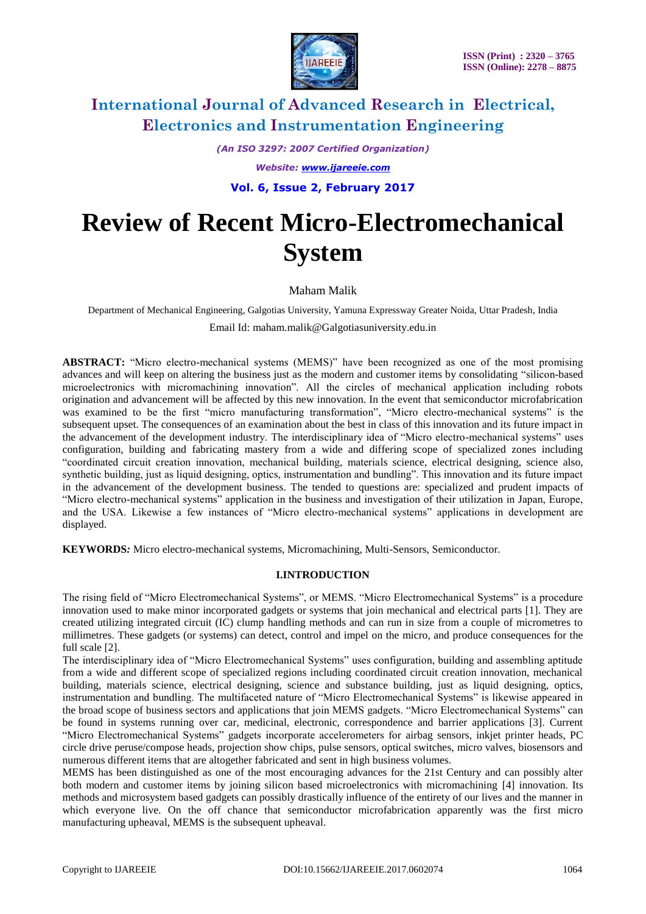# International Journal of Advanced Research in Electrical, Electronics and Instrumentation Engineering

*(An ISO 3297: 2007 Certified Organization)*

*Website: www.ijareeie.com*

**Vol. 6, Issue 2, February 2017**

# Review of Recent Micro-Electromechanical System

Maham Malik

Department of Mechanical Engineering, Galgotias University, Yamuna Expressway Greater Noida, Uttar Pradesh, India

Email Id: maham.malik@Galgotiasuniversity.edu.in

**ABSTRACT:** "Micro electro-mechanical systems (MEMS)" have been recognized as one of the most promising advances and will keep on altering the business just as the modern and customer items by consolidating "silicon-based microelectronics with micromachining innovation". All the circles of mechanical application including robots origination and advancement will be affected by this new innovation. In the event that semiconductor microfabrication was examined to be the first "micro manufacturing transformation", "Micro electro-mechanical systems" is the subsequent upset. The consequences of an examination about the best in class of this innovation and its future impact in the advancement of the development industry. The interdisciplinary idea of "Micro electro-mechanical systems" uses configuration, building and fabricating mastery from a wide and differing scope of specialized zones including "coordinated circuit creation innovation, mechanical building, materials science, electrical designing, science also, synthetic building, just as liquid designing, optics, instrumentation and bundling". This innovation and its future impact in the advancement of the development business. The tended to questions are: specialized and prudent impacts of "Micro electro-mechanical systems" application in the business and investigation of their utilization in Japan, Europe, and the USA. Likewise a few instances of "Micro electro-mechanical systems" applications in development are displayed.

**KEYWORDS***:* Micro electro-mechanical systems, Micromachining, Multi-Sensors, Semiconductor.

## I.INTRODUCTION

The rising field of "Micro Electromechanical Systems", or MEMS. "Micro Electromechanical Systems" is a procedure innovation used to make minor incorporated gadgets or systems that join mechanical and electrical parts [1]. They are created utilizing integrated circuit (IC) clump handling methods and can run in size from a couple of micrometres to millimetres. These gadgets (or systems) can detect, control and impel on the micro, and produce consequences for the full scale [2].

The interdisciplinary idea of "Micro Electromechanical Systems" uses configuration, building and assembling aptitude from a wide and different scope of specialized regions including coordinated circuit creation innovation, mechanical building, materials science, electrical designing, science and substance building, just as liquid designing, optics, instrumentation and bundling. The multifaceted nature of "Micro Electromechanical Systems" is likewise appeared in the broad scope of business sectors and applications that join MEMS gadgets. "Micro Electromechanical Systems" can be found in systems running over car, medicinal, electronic, correspondence and barrier applications [3]. Current "Micro Electromechanical Systems" gadgets incorporate accelerometers for airbag sensors, inkjet printer heads, PC circle drive peruse/compose heads, projection show chips, pulse sensors, optical switches, micro valves, biosensors and numerous different items that are altogether fabricated and sent in high business volumes.

MEMS has been distinguished as one of the most encouraging advances for the 21st Century and can possibly alter both modern and customer items by joining silicon based microelectronics with micromachining [4] innovation. Its methods and microsystem based gadgets can possibly drastically influence of the entirety of our lives and the manner in which everyone live. On the off chance that semiconductor microfabrication apparently was the first micro manufacturing upheaval, MEMS is the subsequent upheaval.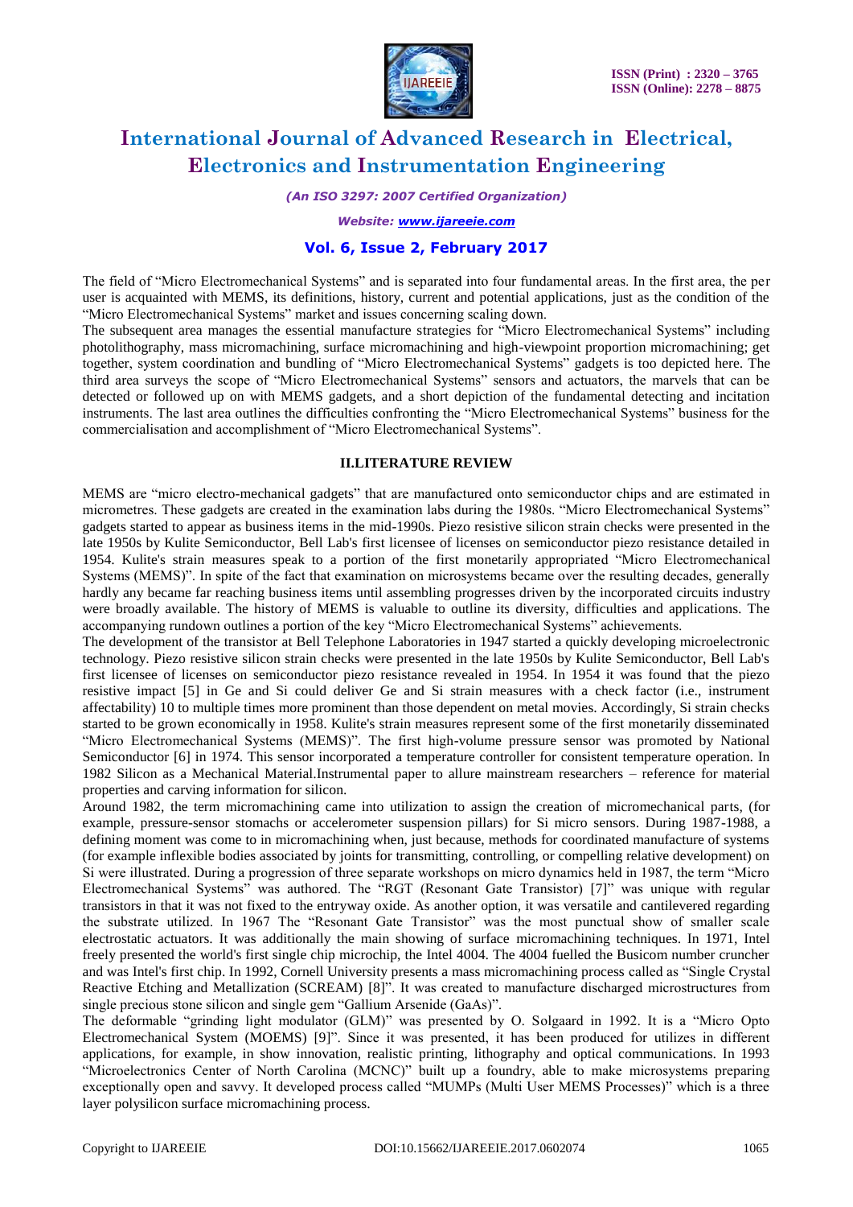The field of "Micro Electromechanical Systems" and is separated into four fundamental areas. In the first area, the per user is acquainted with MEMS, its definitions, history, current and potential applications, just as the condition of the "Micro Electromechanical Systems" market and issues concerning scaling down.

The subsequent area manages the essential manufacture strategies for "Micro Electromechanical Systems" including photolithography, mass micromachining, surface micromachining and high-viewpoint proportion micromachining; get together, system coordination and bundling of "Micro Electromechanical Systems" gadgets is too depicted here. The third area surveys the scope of "Micro Electromechanical Systems" sensors and actuators, the marvels that can be detected or followed up on with MEMS gadgets, and a short depiction of the fundamental detecting and incitation instruments. The last area outlines the difficulties confronting the "Micro Electromechanical Systems" business for the commercialisation and accomplishment of "Micro Electromechanical Systems".

## II.LITERATURE REVIEW

MEMS are "micro electro-mechanical gadgets" that are manufactured onto semiconductor chips and are estimated in micrometres. These gadgets are created in the examination labs during the 1980s. "Micro Electromechanical Systems" gadgets started to appear as business items in the mid-1990s. Piezo resistive silicon strain checks were presented in the late 1950s by Kulite Semiconductor, Bell Lab's first licensee of licenses on semiconductor piezo resistance detailed in 1954. Kulite's strain measures speak to a portion of the first monetarily appropriated "Micro Electromechanical Systems (MEMS)". In spite of the fact that examination on microsystems became over the resulting decades, generally hardly any became far reaching business items until assembling progresses driven by the incorporated circuits industry were broadly available. The history of MEMS is valuable to outline its diversity, difficulties and applications. The accompanying rundown outlines a portion of the key "Micro Electromechanical Systems" achievements.

The development of the transistor at Bell Telephone Laboratories in 1947 started a quickly developing microelectronic technology. Piezo resistive silicon strain checks were presented in the late 1950s by Kulite Semiconductor, Bell Lab's first licensee of licenses on semiconductor piezo resistance revealed in 1954. In 1954 it was found that the piezo resistive impact [5] in Ge and Si could deliver Ge and Si strain measures with a check factor (i.e., instrument affectability) 10 to multiple times more prominent than those dependent on metal movies. Accordingly, Si strain checks started to be grown economically in 1958. Kulite's strain measures represent some of the first monetarily disseminated "Micro Electromechanical Systems (MEMS)". The first high-volume pressure sensor was promoted by National Semiconductor [6] in 1974. This sensor incorporated a temperature controller for consistent temperature operation. In 1982 Silicon as a Mechanical Material.Instrumental paper to allure mainstream researchers – reference for material properties and carving information for silicon.

Around 1982, the term micromachining came into utilization to assign the creation of micromechanical parts, (for example, pressure-sensor stomachs or accelerometer suspension pillars) for Si micro sensors. During 1987-1988, a defining moment was come to in micromachining when, just because, methods for coordinated manufacture of systems (for example inflexible bodies associated by joints for transmitting, controlling, or compelling relative development) on Si were illustrated. During a progression of three separate workshops on micro dynamics held in 1987, the term "Micro Electromechanical Systems" was authored. The "RGT (Resonant Gate Transistor) [7]" was unique with regular transistors in that it was not fixed to the entryway oxide. As another option, it was versatile and cantilevered regarding the substrate utilized. In 1967 The "Resonant Gate Transistor" was the most punctual show of smaller scale electrostatic actuators. It was additionally the main showing of surface micromachining techniques. In 1971, Intel freely presented the world's first single chip microchip, the Intel 4004. The 4004 fuelled the Busicom number cruncher and was Intel's first chip. In 1992, Cornell University presents a mass micromachining process called as "Single Crystal Reactive Etching and Metallization (SCREAM) [8]". It was created to manufacture discharged microstructures from single precious stone silicon and single gem "Gallium Arsenide (GaAs)".

The deformable "grinding light modulator (GLM)" was presented by O. Solgaard in 1992. It is a "Micro Opto Electromechanical System (MOEMS) [9]". Since it was presented, it has been produced for utilizes in different applications, for example, in show innovation, realistic printing, lithography and optical communications. In 1993 "Microelectronics Center of North Carolina (MCNC)" built up a foundry, able to make microsystems preparing exceptionally open and savvy. It developed process called "MUMPs (Multi User MEMS Processes)" which is a three layer polysilicon surface micromachining process.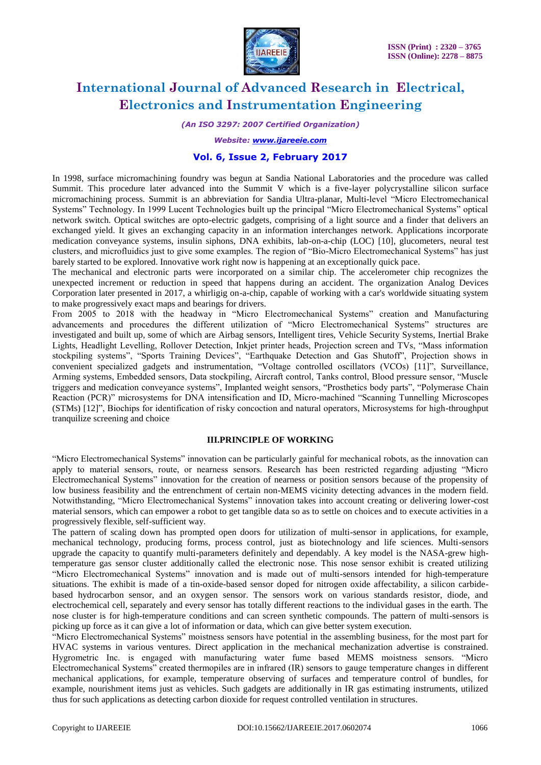In 1998, surface micromachining foundry was begun at Sandia National Laboratories and the procedure was called Summit. This procedure later advanced into the Summit V which is a five-layer polycrystalline silicon surface micromachining process. Summit is an abbreviation for Sandia Ultra-planar, Multi-level “Micro Electromechanical Systems” Technology. In 1999 Lucent Technologies built up the principal “Micro Electromechanical Systems” optical network switch. Optical switches are opto-electric gadgets, comprising of a light source and a finder that delivers an exchanged yield. It gives an exchanging capacity in an information interchanges network. Applications incorporate medication conveyance systems, insulin siphons, DNA exhibits, lab-on-a-chip (LOC) [10], glucometers, neural test clusters, and microfluidics just to give some examples. The region of “Bio-Micro Electromechanical Systems” has just barely started to be explored. Innovative work right now is happening at an exceptionally quick pace.

The mechanical and electronic parts were incorporated on a similar chip. The accelerometer chip recognizes the unexpected increment or reduction in speed that happens during an accident. The organization Analog Devices Corporation later presented in 2017, a whirligig on-a-chip, capable of working with a car's worldwide situating system to make progressively exact maps and bearings for drivers.

From 2005 to 2018 with the headway in “Micro Electromechanical Systems” creation and Manufacturing advancements and procedures the different utilization of “Micro Electromechanical Systems” structures are investigated and built up, some of which are Airbag sensors, Intelligent tires, Vehicle Security Systems, Inertial Brake Lights, Headlight Levelling, Rollover Detection, Inkjet printer heads, Projection screen and TVs, “Mass information stockpiling systems”, “Sports Training Devices”, “Earthquake Detection and Gas Shutoff”, Projection shows in convenient specialized gadgets and instrumentation, “Voltage controlled oscillators (VCOs) [11]”, Surveillance, Arming systems, Embedded sensors, Data stockpiling, Aircraft control, Tanks control, Blood pressure sensor, “Muscle triggers and medication conveyance systems”, Implanted weight sensors, “Prosthetics body parts”, “Polymerase Chain Reaction (PCR)” microsystems for DNA intensification and ID, Micro-machined “Scanning Tunnelling Microscopes (STMs) [12]”, Biochips for identification of risky concoction and natural operators, Microsystems for high-throughput tranquilize screening and choice

## III.PRINCIPLE OF WORKING

“Micro Electromechanical Systems” innovation can be particularly gainful for mechanical robots, as the innovation can apply to material sensors, route, or nearness sensors. Research has been restricted regarding adjusting “Micro Electromechanical Systems” innovation for the creation of nearness or position sensors because of the propensity of low business feasibility and the entrenchment of certain non-MEMS vicinity detecting advances in the modern field. Notwithstanding, “Micro Electromechanical Systems” innovation takes into account creating or delivering lower-cost material sensors, which can empower a robot to get tangible data so as to settle on choices and to execute activities in a progressively flexible, self-sufficient way.

The pattern of scaling down has prompted open doors for utilization of multi-sensor in applications, for example, mechanical technology, producing forms, process control, just as biotechnology and life sciences. Multi-sensors upgrade the capacity to quantify multi-parameters definitely and dependably. A key model is the NASA-grew high-temperature gas sensor cluster additionally called the electronic nose. This nose sensor exhibit is created utilizing “Micro Electromechanical Systems” innovation and is made out of multi-sensors intended for high-temperature situations. The exhibit is made of a tin-oxide-based sensor doped for nitrogen oxide affectability, a silicon carbide-based hydrocarbon sensor, and an oxygen sensor. The sensors work on various standards resistor, diode, and electrochemical cell, separately and every sensor has totally different reactions to the individual gases in the earth. The nose cluster is for high-temperature conditions and can screen synthetic compounds. The pattern of multi-sensors is picking up force as it can give a lot of information or data, which can give better system execution.

“Micro Electromechanical Systems” moistness sensors have potential in the assembling business, for the most part for HVAC systems in various ventures. Direct application in the mechanical mechanization advertise is constrained. Hygrometric Inc. is engaged with manufacturing water fume based MEMS moistness sensors. “Micro Electromechanical Systems” created thermopiles are in infrared (IR) sensors to gauge temperature changes in different mechanical applications, for example, temperature observing of surfaces and temperature control of bundles, for example, nourishment items just as vehicles. Such gadgets are additionally in IR gas estimating instruments, utilized thus for such applications as detecting carbon dioxide for request controlled ventilation in structures.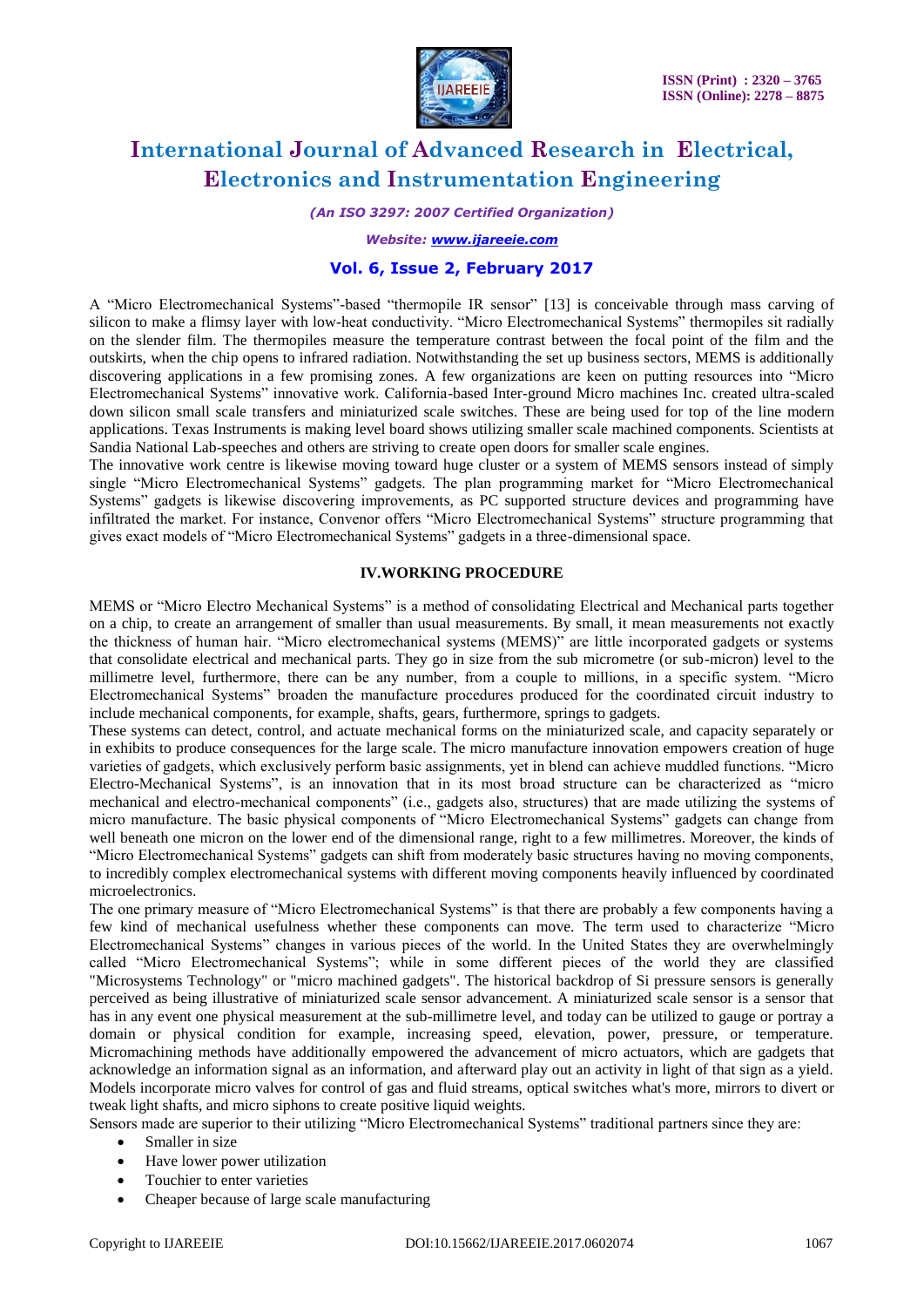A "Micro Electromechanical Systems"-based "thermopile IR sensor" [13] is conceivable through mass carving of silicon to make a flimsy layer with low-heat conductivity. "Micro Electromechanical Systems" thermopiles sit radially on the slender film. The thermopiles measure the temperature contrast between the focal point of the film and the outskirts, when the chip opens to infrared radiation. Notwithstanding the set up business sectors, MEMS is additionally discovering applications in a few promising zones. A few organizations are keen on putting resources into "Micro Electromechanical Systems" innovative work. California-based Inter-ground Micro machines Inc. created ultra-scaled down silicon small scale transfers and miniaturized scale switches. These are being used for top of the line modern applications. Texas Instruments is making level board shows utilizing smaller scale machined components. Scientists at Sandia National Lab-speeches and others are striving to create open doors for smaller scale engines.
The innovative work centre is likewise moving toward huge cluster or a system of MEMS sensors instead of simply single "Micro Electromechanical Systems" gadgets. The plan programming market for "Micro Electromechanical Systems" gadgets is likewise discovering improvements, as PC supported structure devices and programming have infiltrated the market. For instance, Convenor offers "Micro Electromechanical Systems" structure programming that gives exact models of "Micro Electromechanical Systems" gadgets in a three-dimensional space.

## IV.WORKING PROCEDURE

MEMS or "Micro Electro Mechanical Systems" is a method of consolidating Electrical and Mechanical parts together on a chip, to create an arrangement of smaller than usual measurements. By small, it mean measurements not exactly the thickness of human hair. "Micro electromechanical systems (MEMS)" are little incorporated gadgets or systems that consolidate electrical and mechanical parts. They go in size from the sub micrometre (or sub-micron) level to the millimetre level, furthermore, there can be any number, from a couple to millions, in a specific system. "Micro Electromechanical Systems" broaden the manufacture procedures produced for the coordinated circuit industry to include mechanical components, for example, shafts, gears, furthermore, springs to gadgets.
These systems can detect, control, and actuate mechanical forms on the miniaturized scale, and capacity separately or in exhibits to produce consequences for the large scale. The micro manufacture innovation empowers creation of huge varieties of gadgets, which exclusively perform basic assignments, yet in blend can achieve muddled functions. "Micro Electro-Mechanical Systems", is an innovation that in its most broad structure can be characterized as "micro mechanical and electro-mechanical components" (i.e., gadgets also, structures) that are made utilizing the systems of micro manufacture. The basic physical components of "Micro Electromechanical Systems" gadgets can change from well beneath one micron on the lower end of the dimensional range, right to a few millimetres. Moreover, the kinds of "Micro Electromechanical Systems" gadgets can shift from moderately basic structures having no moving components, to incredibly complex electromechanical systems with different moving components heavily influenced by coordinated microelectronics.
The one primary measure of "Micro Electromechanical Systems" is that there are probably a few components having a few kind of mechanical usefulness whether these components can move. The term used to characterize "Micro Electromechanical Systems" changes in various pieces of the world. In the United States they are overwhelmingly called "Micro Electromechanical Systems"; while in some different pieces of the world they are classified "Microsystems Technology" or "micro machined gadgets". The historical backdrop of Si pressure sensors is generally perceived as being illustrative of miniaturized scale sensor advancement. A miniaturized scale sensor is a sensor that has in any event one physical measurement at the sub-millimetre level, and today can be utilized to gauge or portray a domain or physical condition for example, increasing speed, elevation, power, pressure, or temperature. Micromachining methods have additionally empowered the advancement of micro actuators, which are gadgets that acknowledge an information signal as an information, and afterward play out an activity in light of that sign as a yield. Models incorporate micro valves for control of gas and fluid streams, optical switches what's more, mirrors to divert or tweak light shafts, and micro siphons to create positive liquid weights.
Sensors made are superior to their utilizing "Micro Electromechanical Systems" traditional partners since they are:

- Smaller in size
- Have lower power utilization
- Touchier to enter varieties
- Cheaper because of large scale manufacturing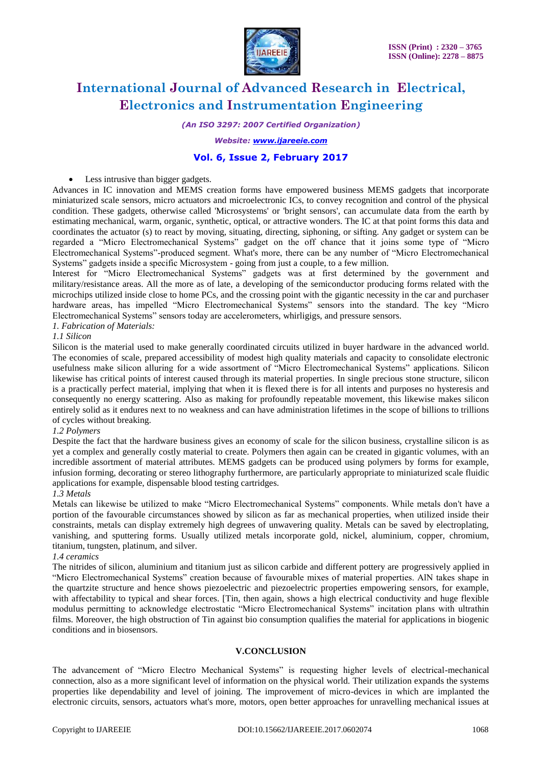- Less intrusive than bigger gadgets.

Advances in IC innovation and MEMS creation forms have empowered business MEMS gadgets that incorporate miniaturized scale sensors, micro actuators and microelectronic ICs, to convey recognition and control of the physical condition. These gadgets, otherwise called 'Microsystems' or 'bright sensors', can accumulate data from the earth by estimating mechanical, warm, organic, synthetic, optical, or attractive wonders. The IC at that point forms this data and coordinates the actuator (s) to react by moving, situating, directing, siphoning, or sifting. Any gadget or system can be regarded a "Micro Electromechanical Systems" gadget on the off chance that it joins some type of "Micro Electromechanical Systems"-produced segment. What's more, there can be any number of "Micro Electromechanical Systems" gadgets inside a specific Microsystem - going from just a couple, to a few million.

Interest for "Micro Electromechanical Systems" gadgets was at first determined by the government and military/resistance areas. All the more as of late, a developing of the semiconductor producing forms related with the microchips utilized inside close to home PCs, and the crossing point with the gigantic necessity in the car and purchaser hardware areas, has impelled "Micro Electromechanical Systems" sensors into the standard. The key "Micro Electromechanical Systems" sensors today are accelerometers, whirligigs, and pressure sensors.

*1. Fabrication of Materials:*

*1.1 Silicon*

Silicon is the material used to make generally coordinated circuits utilized in buyer hardware in the advanced world. The economies of scale, prepared accessibility of modest high quality materials and capacity to consolidate electronic usefulness make silicon alluring for a wide assortment of "Micro Electromechanical Systems" applications. Silicon likewise has critical points of interest caused through its material properties. In single precious stone structure, silicon is a practically perfect material, implying that when it is flexed there is for all intents and purposes no hysteresis and consequently no energy scattering. Also as making for profoundly repeatable movement, this likewise makes silicon entirely solid as it endures next to no weakness and can have administration lifetimes in the scope of billions to trillions of cycles without breaking.

*1.2 Polymers*

Despite the fact that the hardware business gives an economy of scale for the silicon business, crystalline silicon is as yet a complex and generally costly material to create. Polymers then again can be created in gigantic volumes, with an incredible assortment of material attributes. MEMS gadgets can be produced using polymers by forms for example, infusion forming, decorating or stereo lithography furthermore, are particularly appropriate to miniaturized scale fluidic applications for example, dispensable blood testing cartridges.

*1.3 Metals*

Metals can likewise be utilized to make "Micro Electromechanical Systems" components. While metals don't have a portion of the favourable circumstances showed by silicon as far as mechanical properties, when utilized inside their constraints, metals can display extremely high degrees of unwavering quality. Metals can be saved by electroplating, vanishing, and sputtering forms. Usually utilized metals incorporate gold, nickel, aluminium, copper, chromium, titanium, tungsten, platinum, and silver.

*1.4 ceramics*

The nitrides of silicon, aluminium and titanium just as silicon carbide and different pottery are progressively applied in "Micro Electromechanical Systems" creation because of favourable mixes of material properties. AlN takes shape in the quartzite structure and hence shows piezoelectric and piezoelectric properties empowering sensors, for example, with affectability to typical and shear forces. [Tin, then again, shows a high electrical conductivity and huge flexible modulus permitting to acknowledge electrostatic "Micro Electromechanical Systems" incitation plans with ultrathin films. Moreover, the high obstruction of Tin against bio consumption qualifies the material for applications in biogenic conditions and in biosensors.

## V.CONCLUSION

The advancement of "Micro Electro Mechanical Systems" is requesting higher levels of electrical-mechanical connection, also as a more significant level of information on the physical world. Their utilization expands the systems properties like dependability and level of joining. The improvement of micro-devices in which are implanted the electronic circuits, sensors, actuators what's more, motors, open better approaches for unravelling mechanical issues at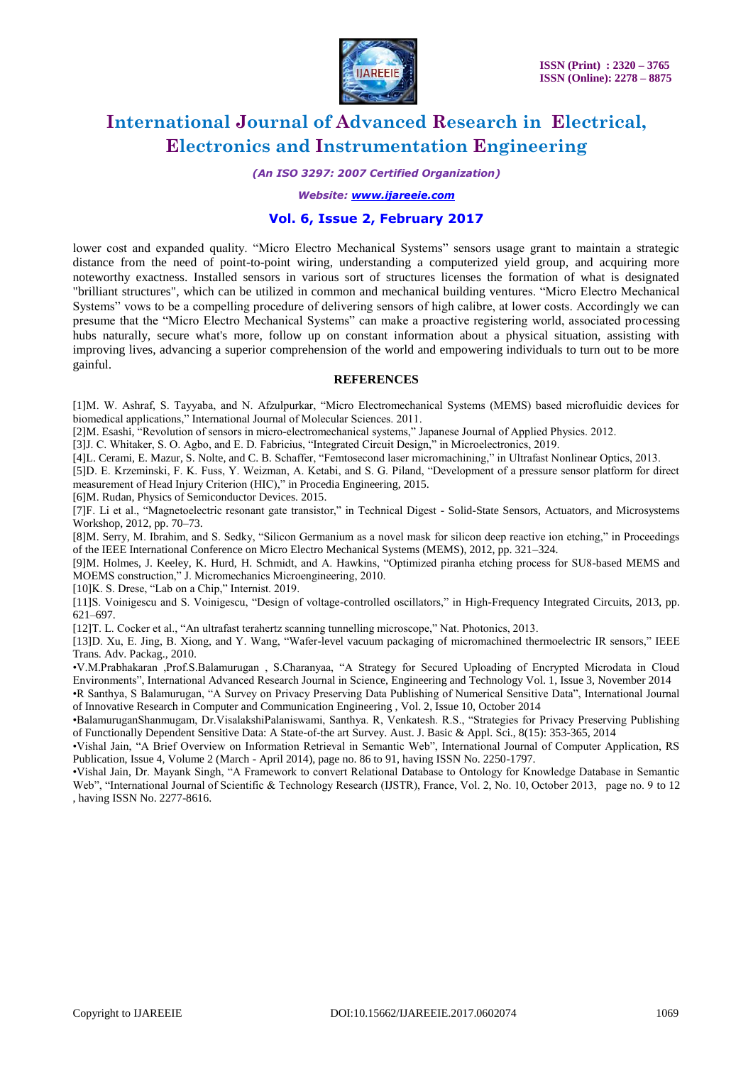lower cost and expanded quality. "Micro Electro Mechanical Systems" sensors usage grant to maintain a strategic distance from the need of point-to-point wiring, understanding a computerized yield group, and acquiring more noteworthy exactness. Installed sensors in various sort of structures licenses the formation of what is designated "brilliant structures", which can be utilized in common and mechanical building ventures. "Micro Electro Mechanical Systems" vows to be a compelling procedure of delivering sensors of high calibre, at lower costs. Accordingly we can presume that the "Micro Electro Mechanical Systems" can make a proactive registering world, associated processing hubs naturally, secure what's more, follow up on constant information about a physical situation, assisting with improving lives, advancing a superior comprehension of the world and empowering individuals to turn out to be more gainful.

## REFERENCES

[1]M. W. Ashraf, S. Tayyaba, and N. Afzulpurkar, "Micro Electromechanical Systems (MEMS) based microfluidic devices for biomedical applications," International Journal of Molecular Sciences. 2011.

[2]M. Esashi, "Revolution of sensors in micro-electromechanical systems," Japanese Journal of Applied Physics. 2012.

[3]J. C. Whitaker, S. O. Agbo, and E. D. Fabricius, "Integrated Circuit Design," in Microelectronics, 2019.

[4]L. Cerami, E. Mazur, S. Nolte, and C. B. Schaffer, "Femtosecond laser micromachining," in Ultrafast Nonlinear Optics, 2013.

[5]D. E. Krzeminski, F. K. Fuss, Y. Weizman, A. Ketabi, and S. G. Piland, "Development of a pressure sensor platform for direct measurement of Head Injury Criterion (HIC)," in Procedia Engineering, 2015.

[6]M. Rudan, Physics of Semiconductor Devices. 2015.

[7]F. Li et al., "Magnetoelectric resonant gate transistor," in Technical Digest - Solid-State Sensors, Actuators, and Microsystems Workshop, 2012, pp. 70–73.

[8]M. Serry, M. Ibrahim, and S. Sedky, "Silicon Germanium as a novel mask for silicon deep reactive ion etching," in Proceedings of the IEEE International Conference on Micro Electro Mechanical Systems (MEMS), 2012, pp. 321–324.

[9]M. Holmes, J. Keeley, K. Hurd, H. Schmidt, and A. Hawkins, "Optimized piranha etching process for SU8-based MEMS and MOEMS construction," J. Micromechanics Microengineering, 2010.

[10]K. S. Drese, "Lab on a Chip," Internist. 2019.

[11]S. Voinigescu and S. Voinigescu, "Design of voltage-controlled oscillators," in High-Frequency Integrated Circuits, 2013, pp. 621–697.

[12]T. L. Cocker et al., "An ultrafast terahertz scanning tunnelling microscope," Nat. Photonics, 2013.

[13]D. Xu, E. Jing, B. Xiong, and Y. Wang, "Wafer-level vacuum packaging of micromachined thermoelectric IR sensors," IEEE Trans. Adv. Packag., 2010.

•V.M.Prabhakaran ,Prof.S.Balamurugan , S.Charanyaa, "A Strategy for Secured Uploading of Encrypted Microdata in Cloud Environments", International Advanced Research Journal in Science, Engineering and Technology Vol. 1, Issue 3, November 2014

•R Santhya, S Balamurugan, "A Survey on Privacy Preserving Data Publishing of Numerical Sensitive Data", International Journal of Innovative Research in Computer and Communication Engineering , Vol. 2, Issue 10, October 2014

•BalamuruganShanmugam, Dr.VisalakshiPalaniswami, Santhya. R, Venkatesh. R.S., "Strategies for Privacy Preserving Publishing of Functionally Dependent Sensitive Data: A State-of-the art Survey. Aust. J. Basic & Appl. Sci., 8(15): 353-365, 2014

•Vishal Jain, "A Brief Overview on Information Retrieval in Semantic Web", International Journal of Computer Application, RS Publication, Issue 4, Volume 2 (March - April 2014), page no. 86 to 91, having ISSN No. 2250-1797.

•Vishal Jain, Dr. Mayank Singh, "A Framework to convert Relational Database to Ontology for Knowledge Database in Semantic Web", "International Journal of Scientific & Technology Research (IJSTR), France, Vol. 2, No. 10, October 2013, page no. 9 to 12 , having ISSN No. 2277-8616.